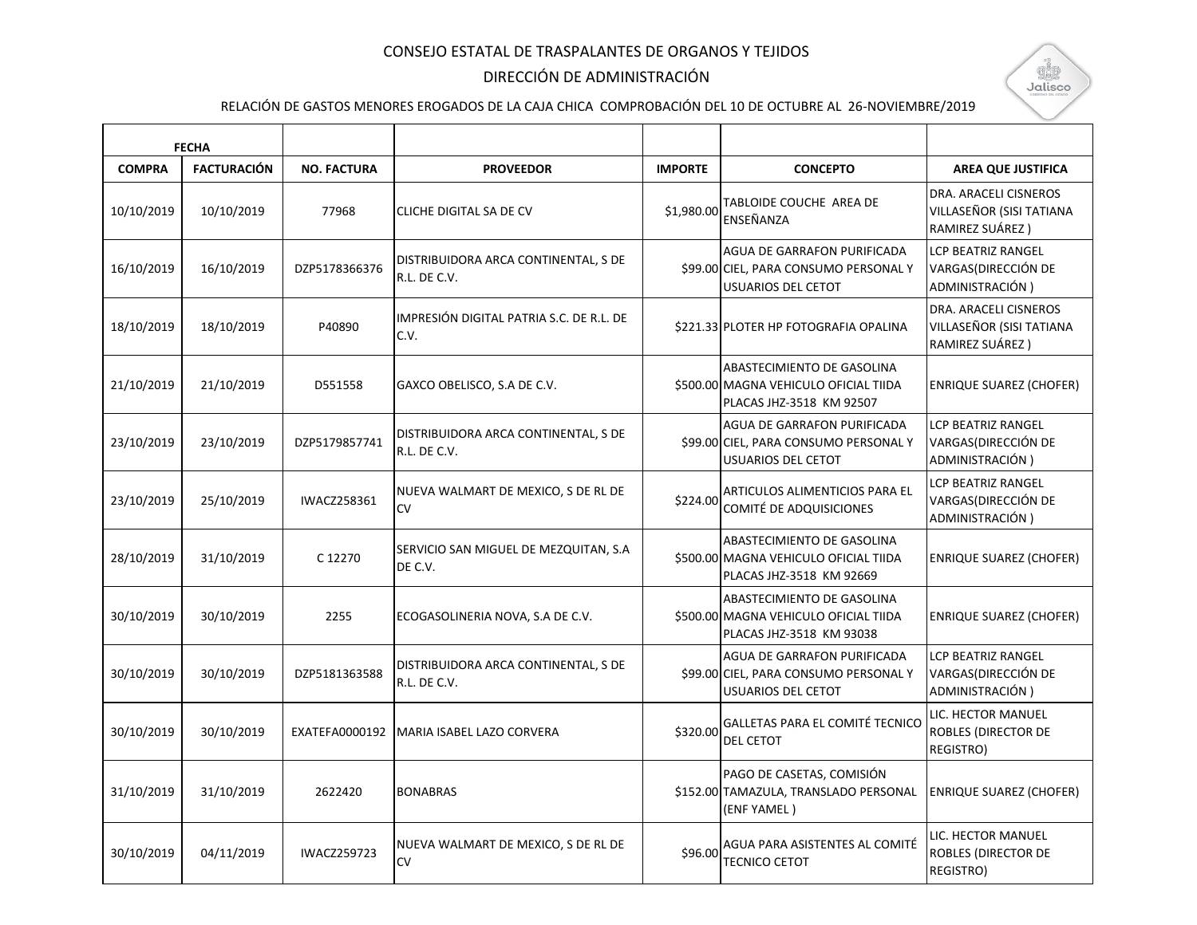CONSEJO ESTATAL DE TRASPALANTES DE ORGANOS Y TEJIDOS

DIRECCIÓN DE ADMINISTRACIÓN

RELACIÓN DE GASTOS MENORES EROGADOS DE LA CAJA CHICA COMPROBACIÓN DEL 10 DE OCTUBRE AL 26-NOVIEMBRE/2019

| FECHA | | | | | | |
|---|---|---|---|---|---|---|
| COMPRA | FACTURACIÓN | NO. FACTURA | PROVEEDOR | IMPORTE | CONCEPTO | AREA QUE JUSTIFICA |
| 10/10/2019 | 10/10/2019 | 77968 | CLICHE DIGITAL SA DE CV | $1,980.00 | TABLOIDE COUCHE AREA DE ENSEÑANZA | DRA. ARACELI CISNEROS VILLASEÑOR (SISI TATIANA RAMIREZ SUÁREZ ) |
| 16/10/2019 | 16/10/2019 | DZP5178366376 | DISTRIBUIDORA ARCA CONTINENTAL, S DE R.L. DE C.V. | $99.00 | AGUA DE GARRAFON PURIFICADA CIEL, PARA CONSUMO PERSONAL Y USUARIOS DEL CETOT | LCP BEATRIZ RANGEL VARGAS(DIRECCIÓN DE ADMINISTRACIÓN ) |
| 18/10/2019 | 18/10/2019 | P40890 | IMPRESIÓN DIGITAL PATRIA S.C. DE R.L. DE C.V. | $221.33 | PLOTER HP FOTOGRAFIA OPALINA | DRA. ARACELI CISNEROS VILLASEÑOR (SISI TATIANA RAMIREZ SUÁREZ ) |
| 21/10/2019 | 21/10/2019 | D551558 | GAXCO OBELISCO, S.A DE C.V. | $500.00 | ABASTECIMIENTO DE GASOLINA MAGNA VEHICULO OFICIAL TIIDA PLACAS JHZ-3518 KM 92507 | ENRIQUE SUAREZ (CHOFER) |
| 23/10/2019 | 23/10/2019 | DZP5179857741 | DISTRIBUIDORA ARCA CONTINENTAL, S DE R.L. DE C.V. | $99.00 | AGUA DE GARRAFON PURIFICADA CIEL, PARA CONSUMO PERSONAL Y USUARIOS DEL CETOT | LCP BEATRIZ RANGEL VARGAS(DIRECCIÓN DE ADMINISTRACIÓN ) |
| 23/10/2019 | 25/10/2019 | IWACZ258361 | NUEVA WALMART DE MEXICO, S DE RL DE CV | $224.00 | ARTICULOS ALIMENTICIOS PARA EL COMITÉ DE ADQUISICIONES | LCP BEATRIZ RANGEL VARGAS(DIRECCIÓN DE ADMINISTRACIÓN ) |
| 28/10/2019 | 31/10/2019 | C 12270 | SERVICIO SAN MIGUEL DE MEZQUITAN, S.A DE C.V. | $500.00 | ABASTECIMIENTO DE GASOLINA MAGNA VEHICULO OFICIAL TIIDA PLACAS JHZ-3518 KM 92669 | ENRIQUE SUAREZ (CHOFER) |
| 30/10/2019 | 30/10/2019 | 2255 | ECOGASOLINERIA NOVA, S.A DE C.V. | $500.00 | ABASTECIMIENTO DE GASOLINA MAGNA VEHICULO OFICIAL TIIDA PLACAS JHZ-3518 KM 93038 | ENRIQUE SUAREZ (CHOFER) |
| 30/10/2019 | 30/10/2019 | DZP5181363588 | DISTRIBUIDORA ARCA CONTINENTAL, S DE R.L. DE C.V. | $99.00 | AGUA DE GARRAFON PURIFICADA CIEL, PARA CONSUMO PERSONAL Y USUARIOS DEL CETOT | LCP BEATRIZ RANGEL VARGAS(DIRECCIÓN DE ADMINISTRACIÓN ) |
| 30/10/2019 | 30/10/2019 | EXATEFA0000192 | MARIA ISABEL LAZO CORVERA | $320.00 | GALLETAS PARA EL COMITÉ TECNICO DEL CETOT | LIC. HECTOR MANUEL ROBLES (DIRECTOR DE REGISTRO) |
| 31/10/2019 | 31/10/2019 | 2622420 | BONABRAS | $152.00 | PAGO DE CASETAS, COMISIÓN TAMAZULA, TRANSLADO PERSONAL (ENF YAMEL ) | ENRIQUE SUAREZ (CHOFER) |
| 30/10/2019 | 04/11/2019 | IWACZ259723 | NUEVA WALMART DE MEXICO, S DE RL DE CV | $96.00 | AGUA PARA ASISTENTES AL COMITÉ TECNICO CETOT | LIC. HECTOR MANUEL ROBLES (DIRECTOR DE REGISTRO) |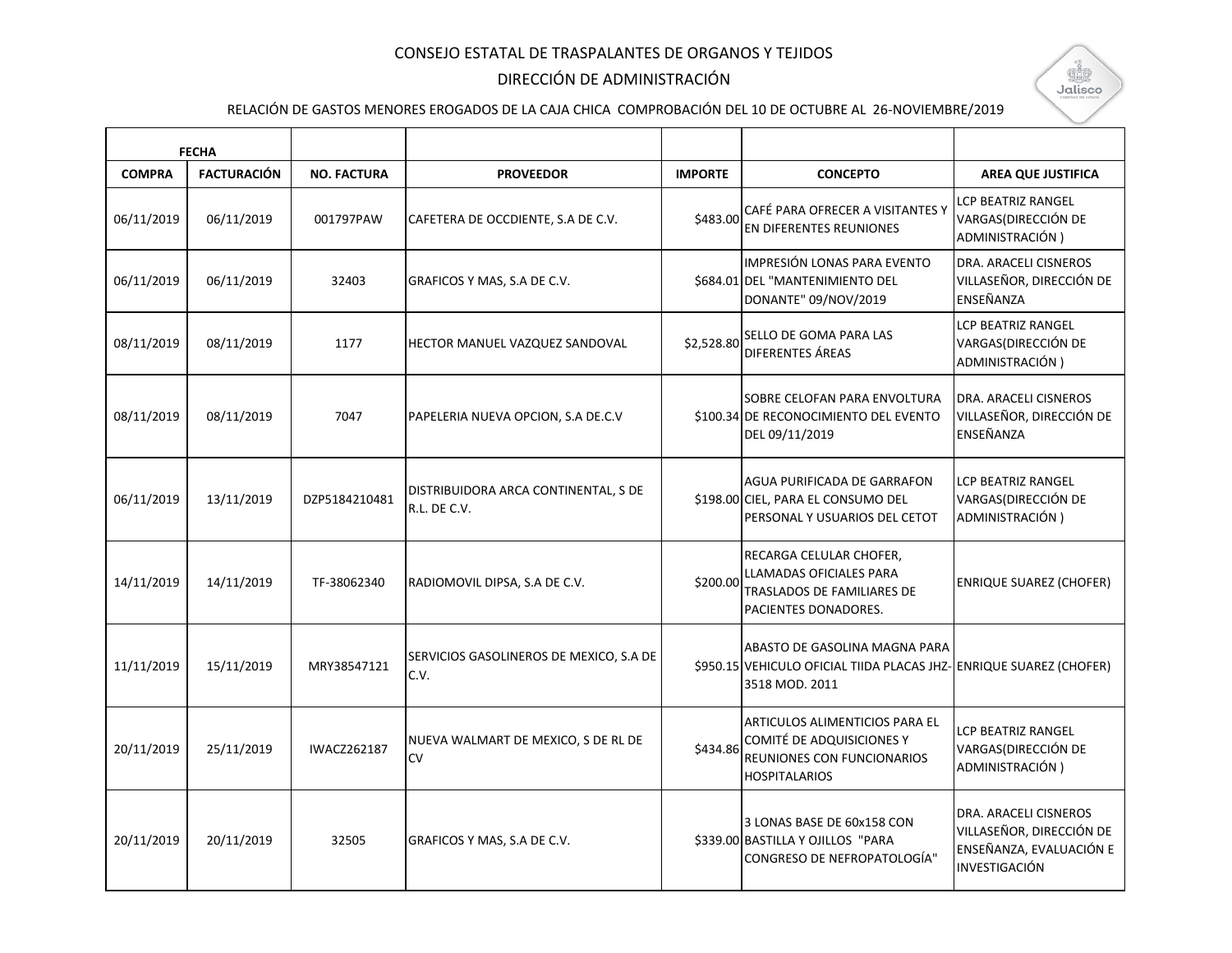CONSEJO ESTATAL DE TRASPALANTES DE ORGANOS Y TEJIDOS

DIRECCIÓN DE ADMINISTRACIÓN

RELACIÓN DE GASTOS MENORES EROGADOS DE LA CAJA CHICA COMPROBACIÓN DEL 10 DE OCTUBRE AL 26-NOVIEMBRE/2019

| FECHA | | | | | | |
|---|---|---|---|---|---|---|
| **COMPRA** | **FACTURACIÓN** | **NO. FACTURA** | **PROVEEDOR** | **IMPORTE** | **CONCEPTO** | **AREA QUE JUSTIFICA** |
| 06/11/2019 | 06/11/2019 | 001797PAW | CAFETERA DE OCCDIENTE, S.A DE C.V. | $483.00 | CAFÉ PARA OFRECER A VISITANTES Y EN DIFERENTES REUNIONES | LCP BEATRIZ RANGEL VARGAS(DIRECCIÓN DE ADMINISTRACIÓN ) |
| 06/11/2019 | 06/11/2019 | 32403 | GRAFICOS Y MAS, S.A DE C.V. | $684.01 | IMPRESIÓN LONAS PARA EVENTO DEL "MANTENIMIENTO DEL DONANTE" 09/NOV/2019 | DRA. ARACELI CISNEROS VILLASEÑOR, DIRECCIÓN DE ENSEÑANZA |
| 08/11/2019 | 08/11/2019 | 1177 | HECTOR MANUEL VAZQUEZ SANDOVAL | $2,528.80 | SELLO DE GOMA PARA LAS DIFERENTES ÁREAS | LCP BEATRIZ RANGEL VARGAS(DIRECCIÓN DE ADMINISTRACIÓN ) |
| 08/11/2019 | 08/11/2019 | 7047 | PAPELERIA NUEVA OPCION, S.A DE.C.V | $100.34 | SOBRE CELOFAN PARA ENVOLTURA DE RECONOCIMIENTO DEL EVENTO DEL 09/11/2019 | DRA. ARACELI CISNEROS VILLASEÑOR, DIRECCIÓN DE ENSEÑANZA |
| 06/11/2019 | 13/11/2019 | DZP5184210481 | DISTRIBUIDORA ARCA CONTINENTAL, S DE R.L. DE C.V. | $198.00 | AGUA PURIFICADA DE GARRAFON CIEL, PARA EL CONSUMO DEL PERSONAL Y USUARIOS DEL CETOT | LCP BEATRIZ RANGEL VARGAS(DIRECCIÓN DE ADMINISTRACIÓN ) |
| 14/11/2019 | 14/11/2019 | TF-38062340 | RADIOMOVIL DIPSA, S.A DE C.V. | $200.00 | RECARGA CELULAR CHOFER, LLAMADAS OFICIALES PARA TRASLADOS DE FAMILIARES DE PACIENTES DONADORES. | ENRIQUE SUAREZ (CHOFER) |
| 11/11/2019 | 15/11/2019 | MRY38547121 | SERVICIOS GASOLINEROS DE MEXICO, S.A DE C.V. | $950.15 | ABASTO DE GASOLINA MAGNA PARA VEHICULO OFICIAL TIIDA PLACAS JHZ-3518 MOD. 2011 | ENRIQUE SUAREZ (CHOFER) |
| 20/11/2019 | 25/11/2019 | IWACZ262187 | NUEVA WALMART DE MEXICO, S DE RL DE CV | $434.86 | ARTICULOS ALIMENTICIOS PARA EL COMITÉ DE ADQUISICIONES Y REUNIONES CON FUNCIONARIOS HOSPITALARIOS | LCP BEATRIZ RANGEL VARGAS(DIRECCIÓN DE ADMINISTRACIÓN ) |
| 20/11/2019 | 20/11/2019 | 32505 | GRAFICOS Y MAS, S.A DE C.V. | $339.00 | 3 LONAS BASE DE 60x158 CON BASTILLA Y OJILLOS "PARA CONGRESO DE NEFROPATOLOGÍA" | DRA. ARACELI CISNEROS VILLASEÑOR, DIRECCIÓN DE ENSEÑANZA, EVALUACIÓN E INVESTIGACIÓN |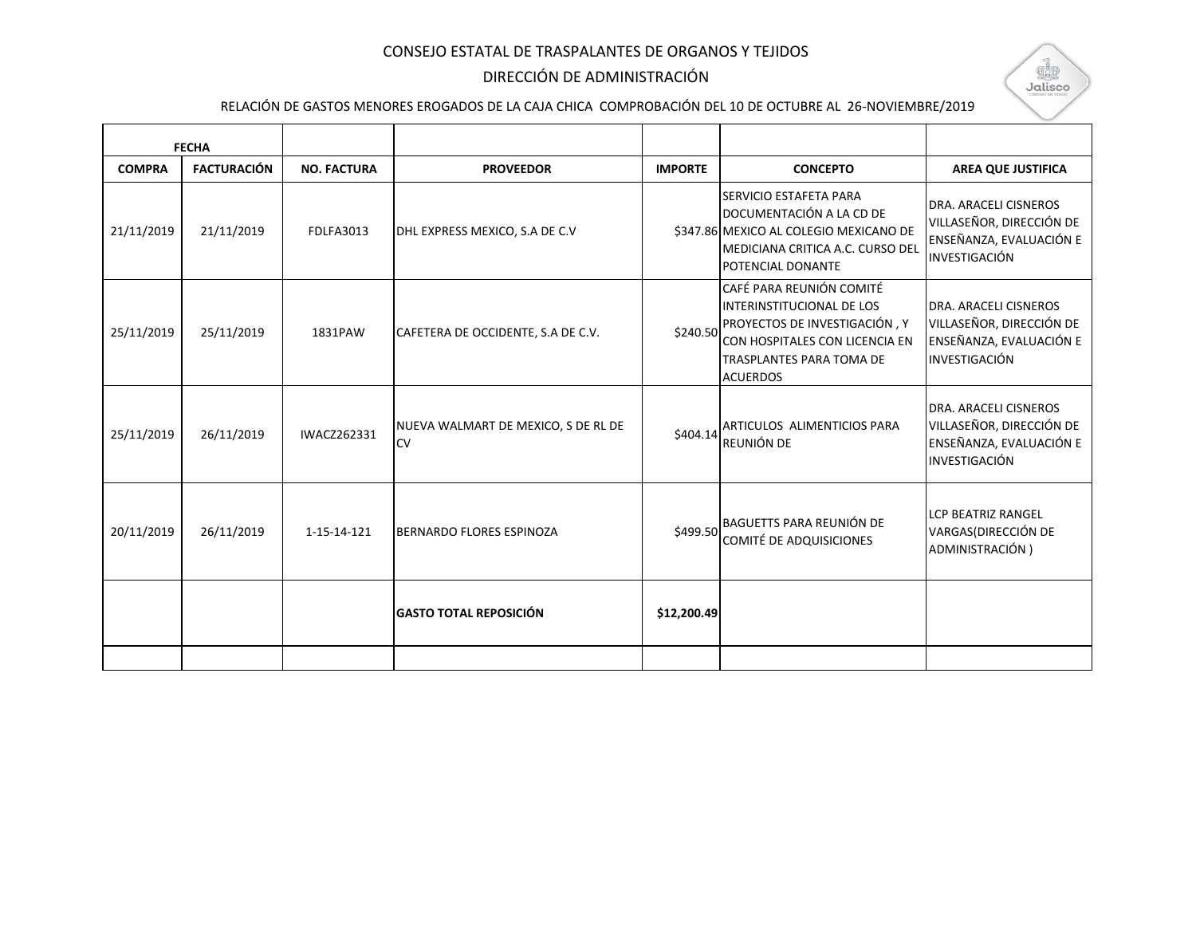CONSEJO ESTATAL DE TRASPALANTES DE ORGANOS Y TEJIDOS

DIRECCIÓN DE ADMINISTRACIÓN

RELACIÓN DE GASTOS MENORES EROGADOS DE LA CAJA CHICA COMPROBACIÓN DEL 10 DE OCTUBRE AL 26-NOVIEMBRE/2019

| FECHA | | | | | | |
|---|---|---|---|---|---|---|
| **COMPRA** | **FACTURACIÓN** | **NO. FACTURA** | **PROVEEDOR** | **IMPORTE** | **CONCEPTO** | **AREA QUE JUSTIFICA** |
| 21/11/2019 | 21/11/2019 | FDLFA3013 | DHL EXPRESS MEXICO, S.A DE C.V | $347.86 | SERVICIO ESTAFETA PARA DOCUMENTACIÓN A LA CD DE MEXICO AL COLEGIO MEXICANO DE MEDICIANA CRITICA A.C. CURSO DEL POTENCIAL DONANTE | DRA. ARACELI CISNEROS VILLASEÑOR, DIRECCIÓN DE ENSEÑANZA, EVALUACIÓN E INVESTIGACIÓN |
| 25/11/2019 | 25/11/2019 | 1831PAW | CAFETERA DE OCCIDENTE, S.A DE C.V. | $240.50 | CAFÉ PARA REUNIÓN COMITÉ INTERINSTITUCIONAL DE LOS PROYECTOS DE INVESTIGACIÓN , Y CON HOSPITALES CON LICENCIA EN TRASPLANTES PARA TOMA DE ACUERDOS | DRA. ARACELI CISNEROS VILLASEÑOR, DIRECCIÓN DE ENSEÑANZA, EVALUACIÓN E INVESTIGACIÓN |
| 25/11/2019 | 26/11/2019 | IWACZ262331 | NUEVA WALMART DE MEXICO, S DE RL DE CV | $404.14 | ARTICULOS ALIMENTICIOS PARA REUNIÓN DE | DRA. ARACELI CISNEROS VILLASEÑOR, DIRECCIÓN DE ENSEÑANZA, EVALUACIÓN E INVESTIGACIÓN |
| 20/11/2019 | 26/11/2019 | 1-15-14-121 | BERNARDO FLORES ESPINOZA | $499.50 | BAGUETTS PARA REUNIÓN DE COMITÉ DE ADQUISICIONES | LCP BEATRIZ RANGEL VARGAS(DIRECCIÓN DE ADMINISTRACIÓN ) |
| | | | **GASTO TOTAL REPOSICIÓN** | **$12,200.49** | | |
| | | | | | | |